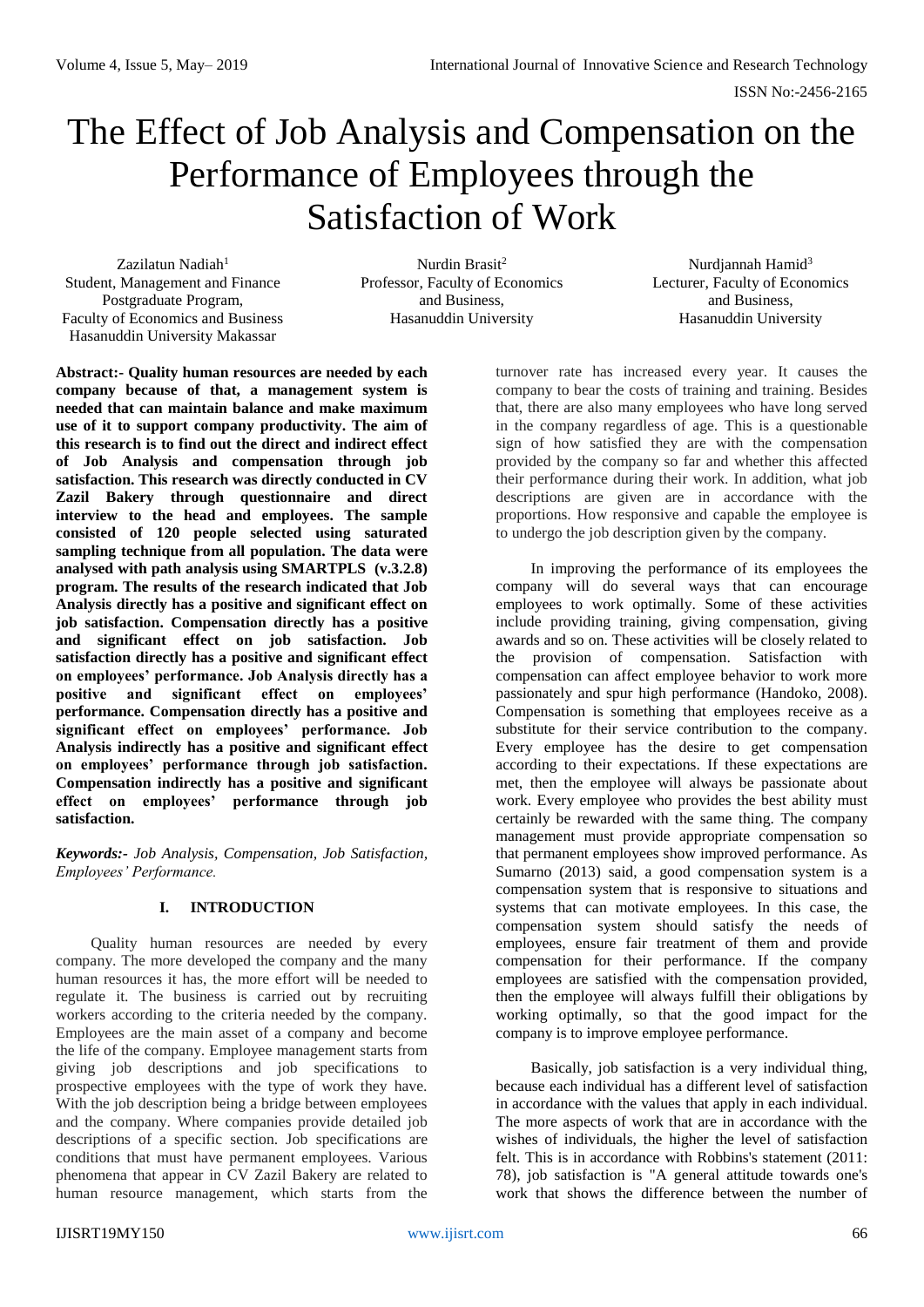# The Effect of Job Analysis and Compensation on the Performance of Employees through the Satisfaction of Work

Zazilatun Nadiah[1]
Student, Management and Finance Postgraduate Program,
Faculty of Economics and Business
Hasanuddin University Makassar

Nurdin Brasit[2]
Professor, Faculty of Economics and Business,
Hasanuddin University

Nurdjannah Hamid[3]
Lecturer, Faculty of Economics and Business,
Hasanuddin University

**Abstract:- Quality human resources are needed by each company because of that, a management system is needed that can maintain balance and make maximum use of it to support company productivity. The aim of this research is to find out the direct and indirect effect of Job Analysis and compensation through job satisfaction. This research was directly conducted in CV Zazil Bakery through questionnaire and direct interview to the head and employees. The sample consisted of 120 people selected using saturated sampling technique from all population. The data were analysed with path analysis using SMARTPLS (v.3.2.8) program. The results of the research indicated that Job Analysis directly has a positive and significant effect on job satisfaction. Compensation directly has a positive and significant effect on job satisfaction. Job satisfaction directly has a positive and significant effect on employees' performance. Job Analysis directly has a positive and significant effect on employees' performance. Compensation directly has a positive and significant effect on employees' performance. Job Analysis indirectly has a positive and significant effect on employees' performance through job satisfaction. Compensation indirectly has a positive and significant effect on employees' performance through job satisfaction.**

***Keywords:-** Job Analysis, Compensation, Job Satisfaction, Employees' Performance.*

## I. INTRODUCTION

Quality human resources are needed by every company. The more developed the company and the many human resources it has, the more effort will be needed to regulate it. The business is carried out by recruiting workers according to the criteria needed by the company. Employees are the main asset of a company and become the life of the company. Employee management starts from giving job descriptions and job specifications to prospective employees with the type of work they have. With the job description being a bridge between employees and the company. Where companies provide detailed job descriptions of a specific section. Job specifications are conditions that must have permanent employees. Various phenomena that appear in CV Zazil Bakery are related to human resource management, which starts from the turnover rate has increased every year. It causes the company to bear the costs of training and training. Besides that, there are also many employees who have long served in the company regardless of age. This is a questionable sign of how satisfied they are with the compensation provided by the company so far and whether this affected their performance during their work. In addition, what job descriptions are given are in accordance with the proportions. How responsive and capable the employee is to undergo the job description given by the company.

In improving the performance of its employees the company will do several ways that can encourage employees to work optimally. Some of these activities include providing training, giving compensation, giving awards and so on. These activities will be closely related to the provision of compensation. Satisfaction with compensation can affect employee behavior to work more passionately and spur high performance (Handoko, 2008). Compensation is something that employees receive as a substitute for their service contribution to the company. Every employee has the desire to get compensation according to their expectations. If these expectations are met, then the employee will always be passionate about work. Every employee who provides the best ability must certainly be rewarded with the same thing. The company management must provide appropriate compensation so that permanent employees show improved performance. As Sumarno (2013) said, a good compensation system is a compensation system that is responsive to situations and systems that can motivate employees. In this case, the compensation system should satisfy the needs of employees, ensure fair treatment of them and provide compensation for their performance. If the company employees are satisfied with the compensation provided, then the employee will always fulfill their obligations by working optimally, so that the good impact for the company is to improve employee performance.

Basically, job satisfaction is a very individual thing, because each individual has a different level of satisfaction in accordance with the values that apply in each individual. The more aspects of work that are in accordance with the wishes of individuals, the higher the level of satisfaction felt. This is in accordance with Robbins's statement (2011: 78), job satisfaction is "A general attitude towards one's work that shows the difference between the number of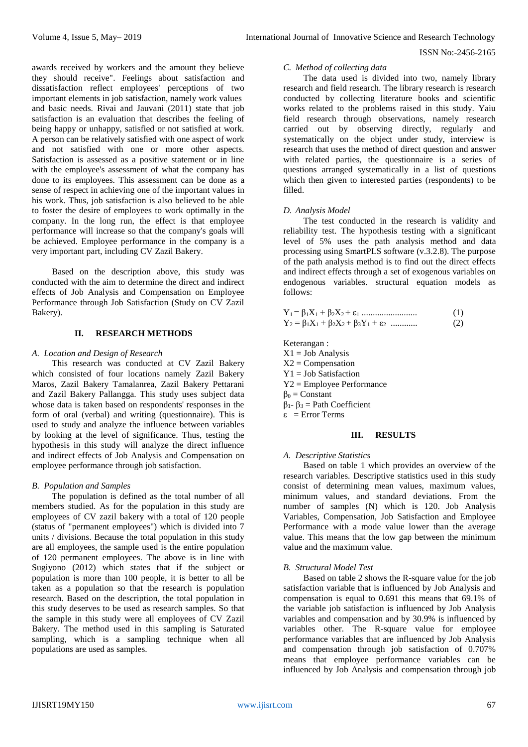awards received by workers and the amount they believe they should receive". Feelings about satisfaction and dissatisfaction reflect employees' perceptions of two important elements in job satisfaction, namely work values and basic needs. Rivai and Jauvani (2011) state that job satisfaction is an evaluation that describes the feeling of being happy or unhappy, satisfied or not satisfied at work. A person can be relatively satisfied with one aspect of work and not satisfied with one or more other aspects. Satisfaction is assessed as a positive statement or in line with the employee's assessment of what the company has done to its employees. This assessment can be done as a sense of respect in achieving one of the important values in his work. Thus, job satisfaction is also believed to be able to foster the desire of employees to work optimally in the company. In the long run, the effect is that employee performance will increase so that the company's goals will be achieved. Employee performance in the company is a very important part, including CV Zazil Bakery.

Based on the description above, this study was conducted with the aim to determine the direct and indirect effects of Job Analysis and Compensation on Employee Performance through Job Satisfaction (Study on CV Zazil Bakery).

## II. RESEARCH METHODS

### *A. Location and Design of Research*

This research was conducted at CV Zazil Bakery which consisted of four locations namely Zazil Bakery Maros, Zazil Bakery Tamalanrea, Zazil Bakery Pettarani and Zazil Bakery Pallangga. This study uses subject data whose data is taken based on respondents' responses in the form of oral (verbal) and writing (questionnaire). This is used to study and analyze the influence between variables by looking at the level of significance. Thus, testing the hypothesis in this study will analyze the direct influence and indirect effects of Job Analysis and Compensation on employee performance through job satisfaction.

### *B. Population and Samples*

The population is defined as the total number of all members studied. As for the population in this study are employees of CV zazil bakery with a total of 120 people (status of "permanent employees") which is divided into 7 units / divisions. Because the total population in this study are all employees, the sample used is the entire population of 120 permanent employees. The above is in line with Sugiyono (2012) which states that if the subject or population is more than 100 people, it is better to all be taken as a population so that the research is population research. Based on the description, the total population in this study deserves to be used as research samples. So that the sample in this study were all employees of CV Zazil Bakery. The method used in this sampling is Saturated sampling, which is a sampling technique when all populations are used as samples.

### *C. Method of collecting data*

The data used is divided into two, namely library research and field research. The library research is research conducted by collecting literature books and scientific works related to the problems raised in this study. Yaiu field research through observations, namely research carried out by observing directly, regularly and systematically on the object under study, interview is research that uses the method of direct question and answer with related parties, the questionnaire is a series of questions arranged systematically in a list of questions which then given to interested parties (respondents) to be filled.

### *D. Analysis Model*

The test conducted in the research is validity and reliability test. The hypothesis testing with a significant level of 5% uses the path analysis method and data processing using SmartPLS software (v.3.2.8). The purpose of the path analysis method is to find out the direct effects and indirect effects through a set of exogenous variables on endogenous variables. structural equation models as follows:

$$Y_1 = \beta_1 X_1 + \beta_2 X_2 + \varepsilon_1 \quad \text{.........................} \quad (1)$$

$$Y_2 = \beta_1 X_1 + \beta_2 X_2 + \beta_3 Y_1 + \varepsilon_2 \quad \text{............} \quad (2)$$

Keterangan :
X1 = Job Analysis
X2 = Compensation
Y1 = Job Satisfaction
Y2 = Employee Performance
$\beta_0$ = Constant
$\beta_1$- $\beta_3$ = Path Coefficient
$\varepsilon$ = Error Terms

## III. RESULTS

### *A. Descriptive Statistics*

Based on table 1 which provides an overview of the research variables. Descriptive statistics used in this study consist of determining mean values, maximum values, minimum values, and standard deviations. From the number of samples (N) which is 120. Job Analysis Variables, Compensation, Job Satisfaction and Employee Performance with a mode value lower than the average value. This means that the low gap between the minimum value and the maximum value.

### *B. Structural Model Test*

Based on table 2 shows the R-square value for the job satisfaction variable that is influenced by Job Analysis and compensation is equal to 0.691 this means that 69.1% of the variable job satisfaction is influenced by Job Analysis variables and compensation and by 30.9% is influenced by variables other. The R-square value for employee performance variables that are influenced by Job Analysis and compensation through job satisfaction of 0.707% means that employee performance variables can be influenced by Job Analysis and compensation through job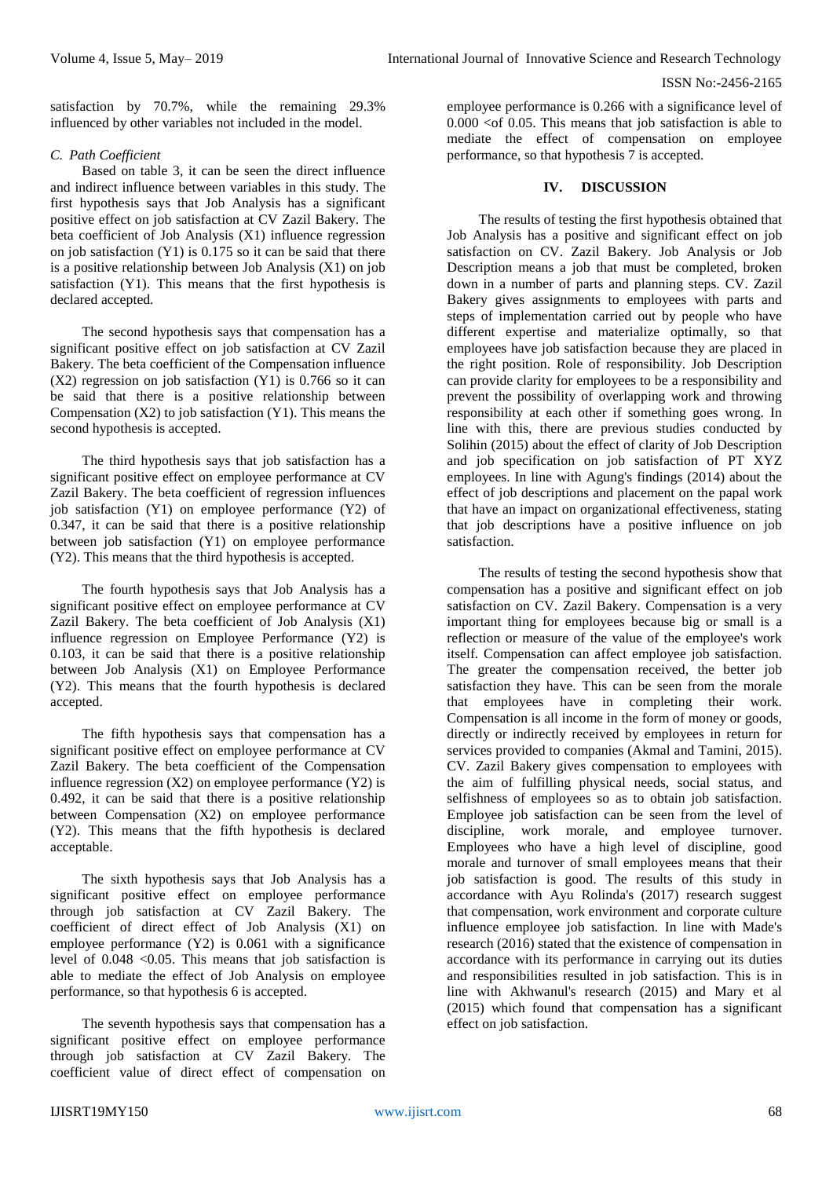satisfaction by 70.7%, while the remaining 29.3% influenced by other variables not included in the model.

### *C. Path Coefficient*

Based on table 3, it can be seen the direct influence and indirect influence between variables in this study. The first hypothesis says that Job Analysis has a significant positive effect on job satisfaction at CV Zazil Bakery. The beta coefficient of Job Analysis (X1) influence regression on job satisfaction (Y1) is 0.175 so it can be said that there is a positive relationship between Job Analysis (X1) on job satisfaction (Y1). This means that the first hypothesis is declared accepted.

The second hypothesis says that compensation has a significant positive effect on job satisfaction at CV Zazil Bakery. The beta coefficient of the Compensation influence (X2) regression on job satisfaction (Y1) is 0.766 so it can be said that there is a positive relationship between Compensation (X2) to job satisfaction (Y1). This means the second hypothesis is accepted.

The third hypothesis says that job satisfaction has a significant positive effect on employee performance at CV Zazil Bakery. The beta coefficient of regression influences job satisfaction (Y1) on employee performance (Y2) of 0.347, it can be said that there is a positive relationship between job satisfaction (Y1) on employee performance (Y2). This means that the third hypothesis is accepted.

The fourth hypothesis says that Job Analysis has a significant positive effect on employee performance at CV Zazil Bakery. The beta coefficient of Job Analysis (X1) influence regression on Employee Performance (Y2) is 0.103, it can be said that there is a positive relationship between Job Analysis (X1) on Employee Performance (Y2). This means that the fourth hypothesis is declared accepted.

The fifth hypothesis says that compensation has a significant positive effect on employee performance at CV Zazil Bakery. The beta coefficient of the Compensation influence regression (X2) on employee performance (Y2) is 0.492, it can be said that there is a positive relationship between Compensation (X2) on employee performance (Y2). This means that the fifth hypothesis is declared acceptable.

The sixth hypothesis says that Job Analysis has a significant positive effect on employee performance through job satisfaction at CV Zazil Bakery. The coefficient of direct effect of Job Analysis (X1) on employee performance (Y2) is 0.061 with a significance level of 0.048 <0.05. This means that job satisfaction is able to mediate the effect of Job Analysis on employee performance, so that hypothesis 6 is accepted.

The seventh hypothesis says that compensation has a significant positive effect on employee performance through job satisfaction at CV Zazil Bakery. The coefficient value of direct effect of compensation on employee performance is 0.266 with a significance level of 0.000 <of 0.05. This means that job satisfaction is able to mediate the effect of compensation on employee performance, so that hypothesis 7 is accepted.

## IV. DISCUSSION

The results of testing the first hypothesis obtained that Job Analysis has a positive and significant effect on job satisfaction on CV. Zazil Bakery. Job Analysis or Job Description means a job that must be completed, broken down in a number of parts and planning steps. CV. Zazil Bakery gives assignments to employees with parts and steps of implementation carried out by people who have different expertise and materialize optimally, so that employees have job satisfaction because they are placed in the right position. Role of responsibility. Job Description can provide clarity for employees to be a responsibility and prevent the possibility of overlapping work and throwing responsibility at each other if something goes wrong. In line with this, there are previous studies conducted by Solihin (2015) about the effect of clarity of Job Description and job specification on job satisfaction of PT XYZ employees. In line with Agung's findings (2014) about the effect of job descriptions and placement on the papal work that have an impact on organizational effectiveness, stating that job descriptions have a positive influence on job satisfaction.

The results of testing the second hypothesis show that compensation has a positive and significant effect on job satisfaction on CV. Zazil Bakery. Compensation is a very important thing for employees because big or small is a reflection or measure of the value of the employee's work itself. Compensation can affect employee job satisfaction. The greater the compensation received, the better job satisfaction they have. This can be seen from the morale that employees have in completing their work. Compensation is all income in the form of money or goods, directly or indirectly received by employees in return for services provided to companies (Akmal and Tamini, 2015). CV. Zazil Bakery gives compensation to employees with the aim of fulfilling physical needs, social status, and selfishness of employees so as to obtain job satisfaction. Employee job satisfaction can be seen from the level of discipline, work morale, and employee turnover. Employees who have a high level of discipline, good morale and turnover of small employees means that their job satisfaction is good. The results of this study in accordance with Ayu Rolinda's (2017) research suggest that compensation, work environment and corporate culture influence employee job satisfaction. In line with Made's research (2016) stated that the existence of compensation in accordance with its performance in carrying out its duties and responsibilities resulted in job satisfaction. This is in line with Akhwanul's research (2015) and Mary et al (2015) which found that compensation has a significant effect on job satisfaction.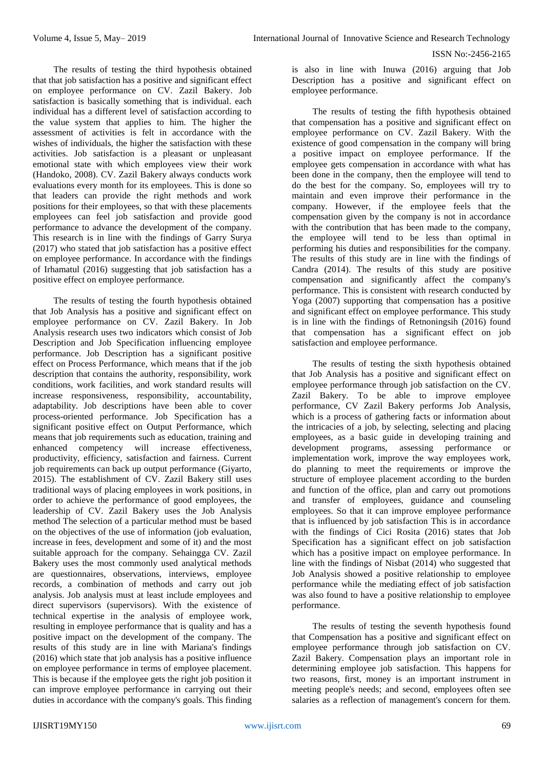The results of testing the third hypothesis obtained that that job satisfaction has a positive and significant effect on employee performance on CV. Zazil Bakery. Job satisfaction is basically something that is individual. each individual has a different level of satisfaction according to the value system that applies to him. The higher the assessment of activities is felt in accordance with the wishes of individuals, the higher the satisfaction with these activities. Job satisfaction is a pleasant or unpleasant emotional state with which employees view their work (Handoko, 2008). CV. Zazil Bakery always conducts work evaluations every month for its employees. This is done so that leaders can provide the right methods and work positions for their employees, so that with these placements employees can feel job satisfaction and provide good performance to advance the development of the company. This research is in line with the findings of Garry Surya (2017) who stated that job satisfaction has a positive effect on employee performance. In accordance with the findings of Irhamatul (2016) suggesting that job satisfaction has a positive effect on employee performance.

The results of testing the fourth hypothesis obtained that Job Analysis has a positive and significant effect on employee performance on CV. Zazil Bakery. In Job Analysis research uses two indicators which consist of Job Description and Job Specification influencing employee performance. Job Description has a significant positive effect on Process Performance, which means that if the job description that contains the authority, responsibility, work conditions, work facilities, and work standard results will increase responsiveness, responsibility, accountability, adaptability. Job descriptions have been able to cover process-oriented performance. Job Specification has a significant positive effect on Output Performance, which means that job requirements such as education, training and enhanced competency will increase effectiveness, productivity, efficiency, satisfaction and fairness. Current job requirements can back up output performance (Giyarto, 2015). The establishment of CV. Zazil Bakery still uses traditional ways of placing employees in work positions, in order to achieve the performance of good employees, the leadership of CV. Zazil Bakery uses the Job Analysis method The selection of a particular method must be based on the objectives of the use of information (job evaluation, increase in fees, development and some of it) and the most suitable approach for the company. Sehaingga CV. Zazil Bakery uses the most commonly used analytical methods are questionnaires, observations, interviews, employee records, a combination of methods and carry out job analysis. Job analysis must at least include employees and direct supervisors (supervisors). With the existence of technical expertise in the analysis of employee work, resulting in employee performance that is quality and has a positive impact on the development of the company. The results of this study are in line with Mariana's findings (2016) which state that job analysis has a positive influence on employee performance in terms of employee placement. This is because if the employee gets the right job position it can improve employee performance in carrying out their duties in accordance with the company's goals. This finding is also in line with Inuwa (2016) arguing that Job Description has a positive and significant effect on employee performance.

The results of testing the fifth hypothesis obtained that compensation has a positive and significant effect on employee performance on CV. Zazil Bakery. With the existence of good compensation in the company will bring a positive impact on employee performance. If the employee gets compensation in accordance with what has been done in the company, then the employee will tend to do the best for the company. So, employees will try to maintain and even improve their performance in the company. However, if the employee feels that the compensation given by the company is not in accordance with the contribution that has been made to the company, the employee will tend to be less than optimal in performing his duties and responsibilities for the company. The results of this study are in line with the findings of Candra (2014). The results of this study are positive compensation and significantly affect the company's performance. This is consistent with research conducted by Yoga (2007) supporting that compensation has a positive and significant effect on employee performance. This study is in line with the findings of Retnoningsih (2016) found that compensation has a significant effect on job satisfaction and employee performance.

The results of testing the sixth hypothesis obtained that Job Analysis has a positive and significant effect on employee performance through job satisfaction on the CV. Zazil Bakery. To be able to improve employee performance, CV Zazil Bakery performs Job Analysis, which is a process of gathering facts or information about the intricacies of a job, by selecting, selecting and placing employees, as a basic guide in developing training and development programs, assessing performance or implementation work, improve the way employees work, do planning to meet the requirements or improve the structure of employee placement according to the burden and function of the office, plan and carry out promotions and transfer of employees, guidance and counseling employees. So that it can improve employee performance that is influenced by job satisfaction This is in accordance with the findings of Cici Rosita (2016) states that Job Specification has a significant effect on job satisfaction which has a positive impact on employee performance. In line with the findings of Nisbat (2014) who suggested that Job Analysis showed a positive relationship to employee performance while the mediating effect of job satisfaction was also found to have a positive relationship to employee performance.

The results of testing the seventh hypothesis found that Compensation has a positive and significant effect on employee performance through job satisfaction on CV. Zazil Bakery. Compensation plays an important role in determining employee job satisfaction. This happens for two reasons, first, money is an important instrument in meeting people's needs; and second, employees often see salaries as a reflection of management's concern for them.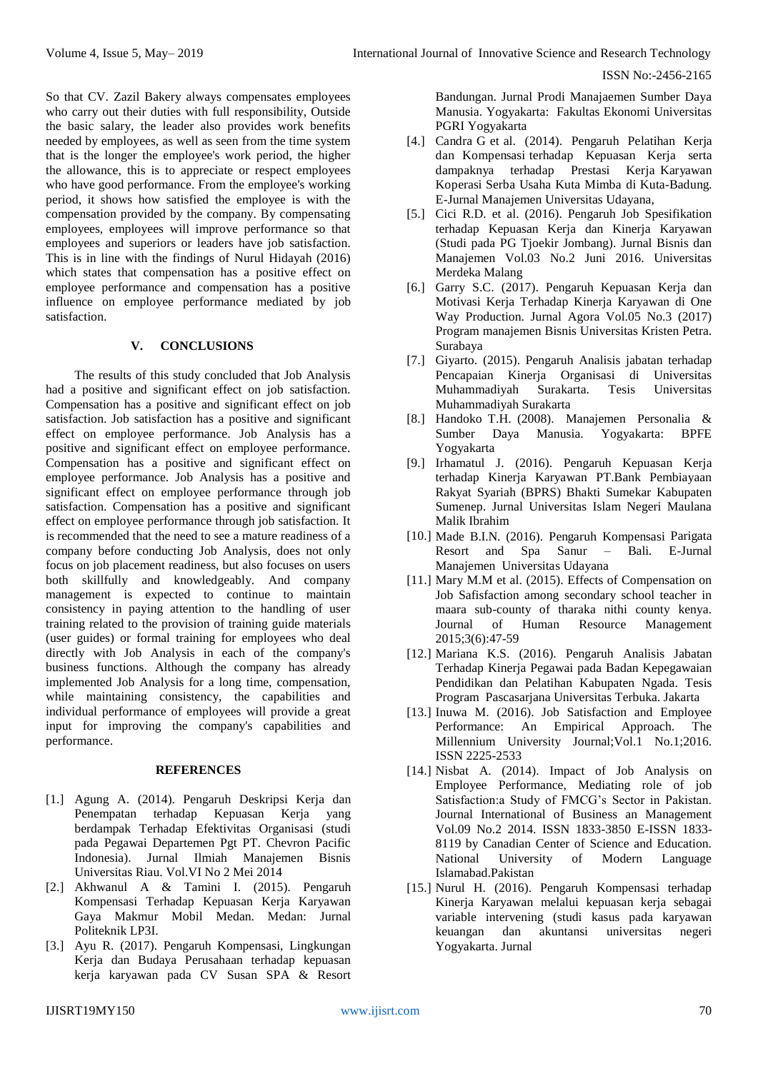So that CV. Zazil Bakery always compensates employees who carry out their duties with full responsibility, Outside the basic salary, the leader also provides work benefits needed by employees, as well as seen from the time system that is the longer the employee's work period, the higher the allowance, this is to appreciate or respect employees who have good performance. From the employee's working period, it shows how satisfied the employee is with the compensation provided by the company. By compensating employees, employees will improve performance so that employees and superiors or leaders have job satisfaction. This is in line with the findings of Nurul Hidayah (2016) which states that compensation has a positive effect on employee performance and compensation has a positive influence on employee performance mediated by job satisfaction.

## V. CONCLUSIONS

The results of this study concluded that Job Analysis had a positive and significant effect on job satisfaction. Compensation has a positive and significant effect on job satisfaction. Job satisfaction has a positive and significant effect on employee performance. Job Analysis has a positive and significant effect on employee performance. Compensation has a positive and significant effect on employee performance. Job Analysis has a positive and significant effect on employee performance through job satisfaction. Compensation has a positive and significant effect on employee performance through job satisfaction. It is recommended that the need to see a mature readiness of a company before conducting Job Analysis, does not only focus on job placement readiness, but also focuses on users both skillfully and knowledgeably. And company management is expected to continue to maintain consistency in paying attention to the handling of user training related to the provision of training guide materials (user guides) or formal training for employees who deal directly with Job Analysis in each of the company's business functions. Although the company has already implemented Job Analysis for a long time, compensation, while maintaining consistency, the capabilities and individual performance of employees will provide a great input for improving the company's capabilities and performance.

## REFERENCES

[1.] Agung A. (2014). Pengaruh Deskripsi Kerja dan Penempatan terhadap Kepuasan Kerja yang berdampak Terhadap Efektivitas Organisasi (studi pada Pegawai Departemen Pgt PT. Chevron Pacific Indonesia). Jurnal Ilmiah Manajemen Bisnis Universitas Riau. Vol.VI No 2 Mei 2014

[2.] Akhwanul A & Tamini I. (2015). Pengaruh Kompensasi Terhadap Kepuasan Kerja Karyawan Gaya Makmur Mobil Medan. Medan: Jurnal Politeknik LP3I.

[3.] Ayu R. (2017). Pengaruh Kompensasi, Lingkungan Kerja dan Budaya Perusahaan terhadap kepuasan kerja karyawan pada CV Susan SPA & Resort Bandungan. Jurnal Prodi Manajaemen Sumber Daya Manusia. Yogyakarta: Fakultas Ekonomi Universitas PGRI Yogyakarta

[4.] Candra G et al. (2014). Pengaruh Pelatihan Kerja dan Kompensasi terhadap Kepuasan Kerja serta dampaknya terhadap Prestasi Kerja Karyawan Koperasi Serba Usaha Kuta Mimba di Kuta-Badung. E-Jurnal Manajemen Universitas Udayana,

[5.] Cici R.D. et al. (2016). Pengaruh Job Spesifikation terhadap Kepuasan Kerja dan Kinerja Karyawan (Studi pada PG Tjoekir Jombang). Jurnal Bisnis dan Manajemen Vol.03 No.2 Juni 2016. Universitas Merdeka Malang

[6.] Garry S.C. (2017). Pengaruh Kepuasan Kerja dan Motivasi Kerja Terhadap Kinerja Karyawan di One Way Production. Jurnal Agora Vol.05 No.3 (2017) Program manajemen Bisnis Universitas Kristen Petra. Surabaya

[7.] Giyarto. (2015). Pengaruh Analisis jabatan terhadap Pencapaian Kinerja Organisasi di Universitas Muhammadiyah Surakarta. Tesis Universitas Muhammadiyah Surakarta

[8.] Handoko T.H. (2008). Manajemen Personalia & Sumber Daya Manusia. Yogyakarta: BPFE Yogyakarta

[9.] Irhamatul J. (2016). Pengaruh Kepuasan Kerja terhadap Kinerja Karyawan PT.Bank Pembiayaan Rakyat Syariah (BPRS) Bhakti Sumekar Kabupaten Sumenep. Jurnal Universitas Islam Negeri Maulana Malik Ibrahim

[10.] Made B.I.N. (2016). Pengaruh Kompensasi Parigata Resort and Spa Sanur – Bali. E-Jurnal Manajemen Universitas Udayana

[11.] Mary M.M et al. (2015). Effects of Compensation on Job Safisfaction among secondary school teacher in maara sub-county of tharaka nithi county kenya. Journal of Human Resource Management 2015;3(6):47-59

[12.] Mariana K.S. (2016). Pengaruh Analisis Jabatan Terhadap Kinerja Pegawai pada Badan Kepegawaian Pendidikan dan Pelatihan Kabupaten Ngada. Tesis Program Pascasarjana Universitas Terbuka. Jakarta

[13.] Inuwa M. (2016). Job Satisfaction and Employee Performance: An Empirical Approach. The Millennium University Journal;Vol.1 No.1;2016. ISSN 2225-2533

[14.] Nisbat A. (2014). Impact of Job Analysis on Employee Performance, Mediating role of job Satisfaction:a Study of FMCG's Sector in Pakistan. Journal International of Business an Management Vol.09 No.2 2014. ISSN 1833-3850 E-ISSN 1833-8119 by Canadian Center of Science and Education. National University of Modern Language Islamabad.Pakistan

[15.] Nurul H. (2016). Pengaruh Kompensasi terhadap Kinerja Karyawan melalui kepuasan kerja sebagai variable intervening (studi kasus pada karyawan keuangan dan akuntansi universitas negeri Yogyakarta. Jurnal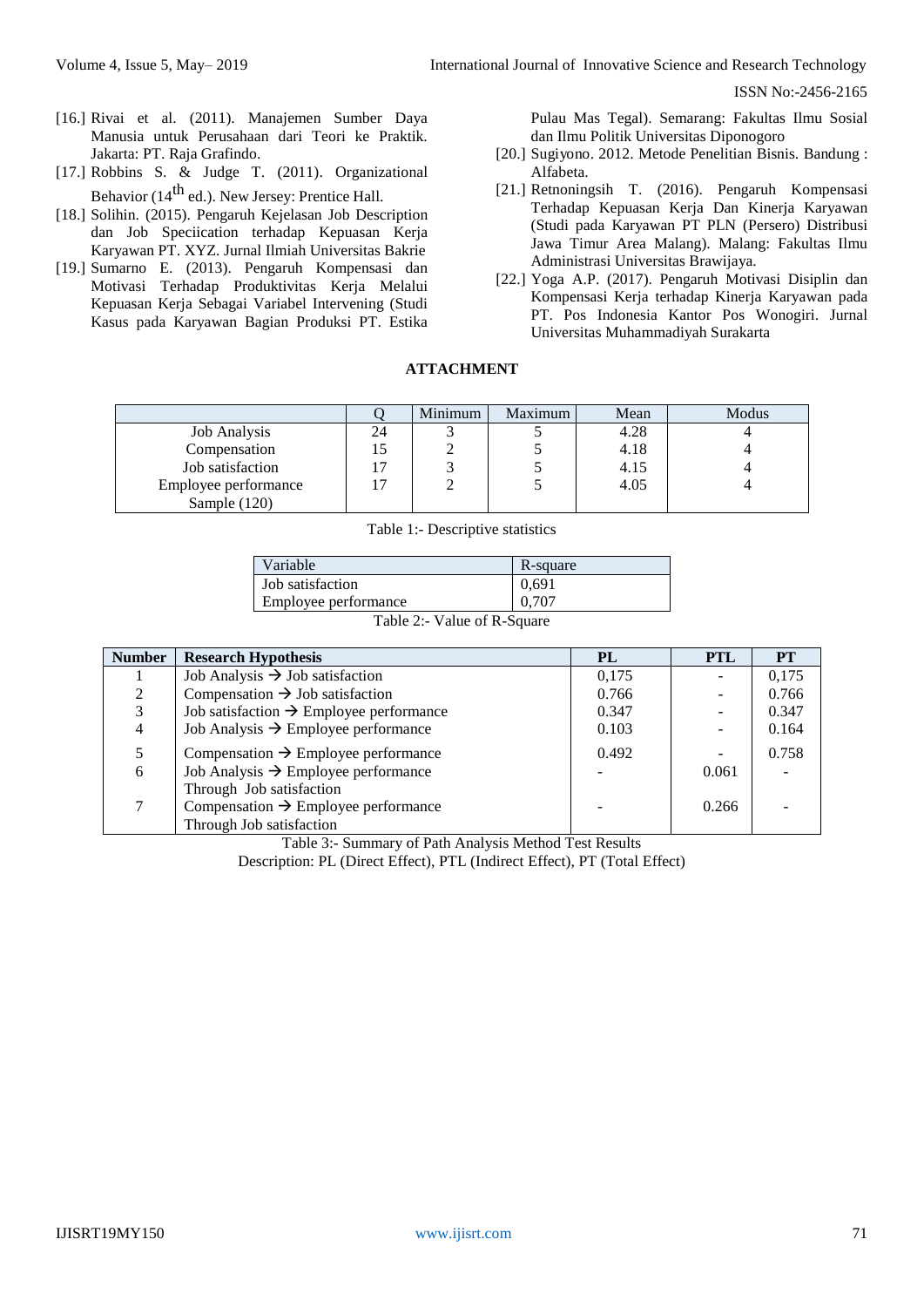[16.] Rivai et al. (2011). Manajemen Sumber Daya Manusia untuk Perusahaan dari Teori ke Praktik. Jakarta: PT. Raja Grafindo.

[17.] Robbins S. & Judge T. (2011). Organizational Behavior ($14^{th}$ ed.). New Jersey: Prentice Hall.

[18.] Solihin. (2015). Pengaruh Kejelasan Job Description dan Job Speciication terhadap Kepuasan Kerja Karyawan PT. XYZ. Jurnal Ilmiah Universitas Bakrie

[19.] Sumarno E. (2013). Pengaruh Kompensasi dan Motivasi Terhadap Produktivitas Kerja Melalui Kepuasan Kerja Sebagai Variabel Intervening (Studi Kasus pada Karyawan Bagian Produksi PT. Estika Pulau Mas Tegal). Semarang: Fakultas Ilmu Sosial dan Ilmu Politik Universitas Diponogoro

[20.] Sugiyono. 2012. Metode Penelitian Bisnis. Bandung : Alfabeta.

[21.] Retnoningsih T. (2016). Pengaruh Kompensasi Terhadap Kepuasan Kerja Dan Kinerja Karyawan (Studi pada Karyawan PT PLN (Persero) Distribusi Jawa Timur Area Malang). Malang: Fakultas Ilmu Administrasi Universitas Brawijaya.

[22.] Yoga A.P. (2017). Pengaruh Motivasi Disiplin dan Kompensasi Kerja terhadap Kinerja Karyawan pada PT. Pos Indonesia Kantor Pos Wonogiri. Jurnal Universitas Muhammadiyah Surakarta

## ATTACHMENT

| | Q | Minimum | Maximum | Mean | Modus |
|---|---|---|---|---|---|
| Job Analysis | 24 | 3 | 5 | 4.28 | 4 |
| Compensation | 15 | 2 | 5 | 4.18 | 4 |
| Job satisfaction | 17 | 3 | 5 | 4.15 | 4 |
| Employee performance | 17 | 2 | 5 | 4.05 | 4 |
| Sample (120) | | | | | |

Table 1:- Descriptive statistics

| Variable | R-square |
|---|---|
| Job satisfaction | 0,691 |
| Employee performance | 0,707 |

Table 2:- Value of R-Square

| Number | Research Hypothesis | PL | PTL | PT |
|---|---|---|---|---|
| 1 | Job Analysis → Job satisfaction | 0,175 | - | 0,175 |
| 2 | Compensation → Job satisfaction | 0.766 | - | 0.766 |
| 3 | Job satisfaction → Employee performance | 0.347 | - | 0.347 |
| 4 | Job Analysis → Employee performance | 0.103 | - | 0.164 |
| 5 | Compensation → Employee performance | 0.492 | - | 0.758 |
| 6 | Job Analysis → Employee performance Through Job satisfaction | - | 0.061 | - |
| 7 | Compensation → Employee performance Through Job satisfaction | - | 0.266 | - |

Table 3:- Summary of Path Analysis Method Test Results

Description: PL (Direct Effect), PTL (Indirect Effect), PT (Total Effect)